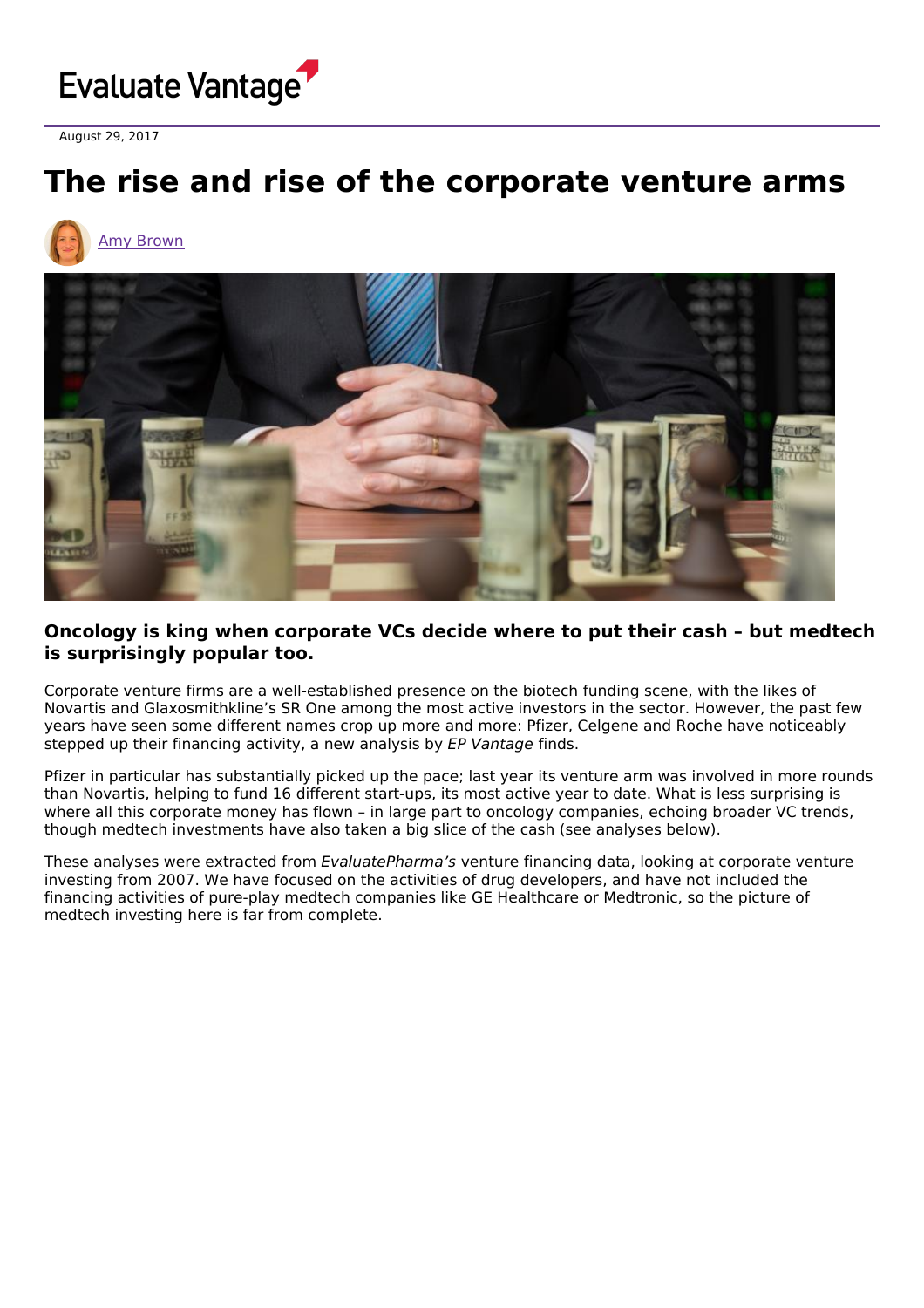Evaluate Vantage

August 29, 2017

# The rise and rise of the corporate venture arms

Amy Brown

**Oncology is king when corporate VCs decide where to put their cash – but medtech is surprisingly popular too.**

Corporate venture firms are a well-established presence on the biotech funding scene, with the likes of Novartis and Glaxosmithkline's SR One among the most active investors in the sector. However, the past few years have seen some different names crop up more and more: Pfizer, Celgene and Roche have noticeably stepped up their financing activity, a new analysis by *EP Vantage* finds.

Pfizer in particular has substantially picked up the pace; last year its venture arm was involved in more rounds than Novartis, helping to fund 16 different start-ups, its most active year to date. What is less surprising is where all this corporate money has flown – in large part to oncology companies, echoing broader VC trends, though medtech investments have also taken a big slice of the cash (see analyses below).

These analyses were extracted from *EvaluatePharma's* venture financing data, looking at corporate venture investing from 2007. We have focused on the activities of drug developers, and have not included the financing activities of pure-play medtech companies like GE Healthcare or Medtronic, so the picture of medtech investing here is far from complete.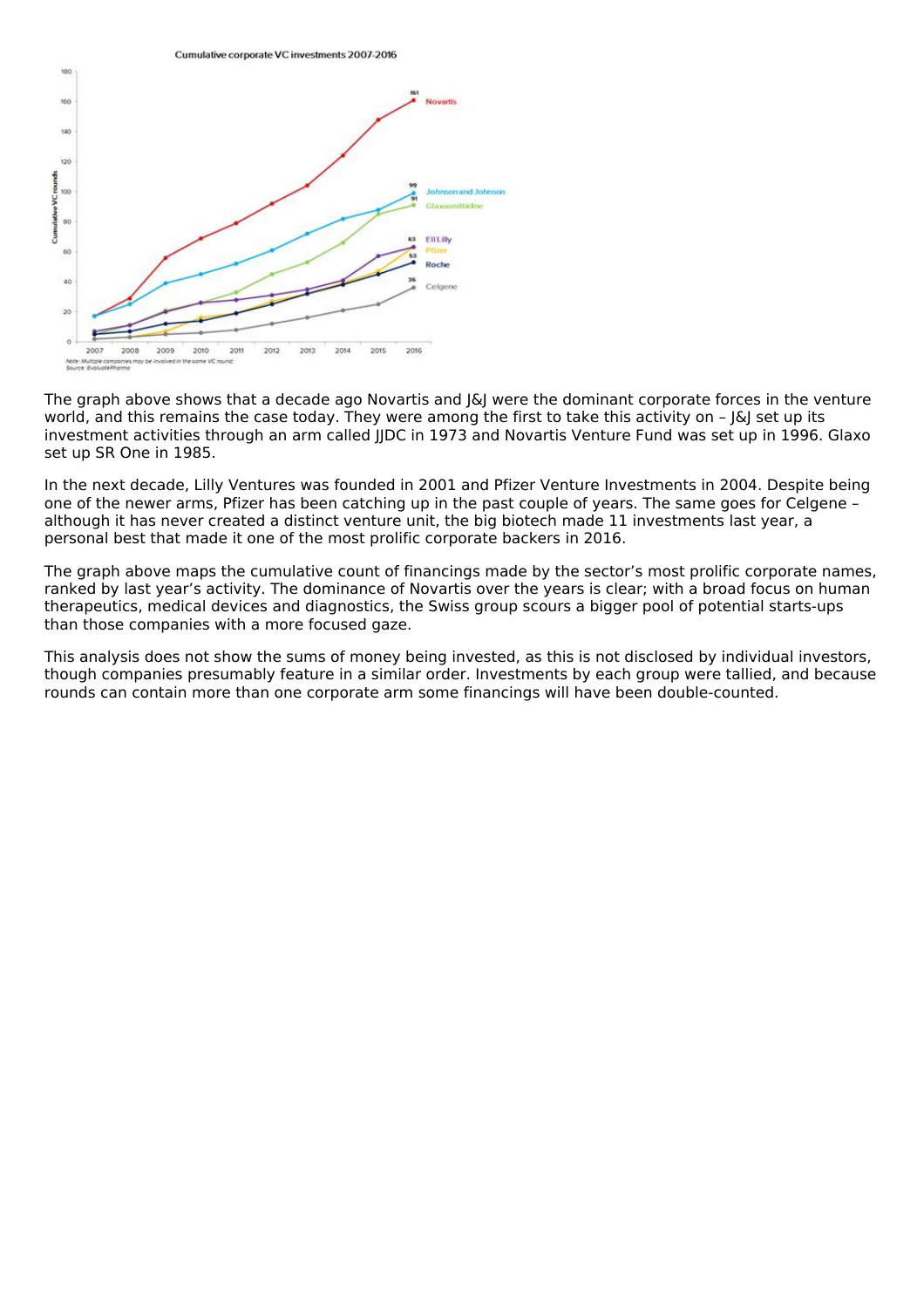Cumulative corporate VC investments 2007-2016

*Note: Multiple companies may be involved in the same VC round;*
*Source: EvaluatePharma*

The graph above shows that a decade ago Novartis and J&J were the dominant corporate forces in the venture world, and this remains the case today. They were among the first to take this activity on – J&J set up its investment activities through an arm called JJDC in 1973 and Novartis Venture Fund was set up in 1996. Glaxo set up SR One in 1985.

In the next decade, Lilly Ventures was founded in 2001 and Pfizer Venture Investments in 2004. Despite being one of the newer arms, Pfizer has been catching up in the past couple of years. The same goes for Celgene – although it has never created a distinct venture unit, the big biotech made 11 investments last year, a personal best that made it one of the most prolific corporate backers in 2016.

The graph above maps the cumulative count of financings made by the sector's most prolific corporate names, ranked by last year's activity. The dominance of Novartis over the years is clear; with a broad focus on human therapeutics, medical devices and diagnostics, the Swiss group scours a bigger pool of potential starts-ups than those companies with a more focused gaze.

This analysis does not show the sums of money being invested, as this is not disclosed by individual investors, though companies presumably feature in a similar order. Investments by each group were tallied, and because rounds can contain more than one corporate arm some financings will have been double-counted.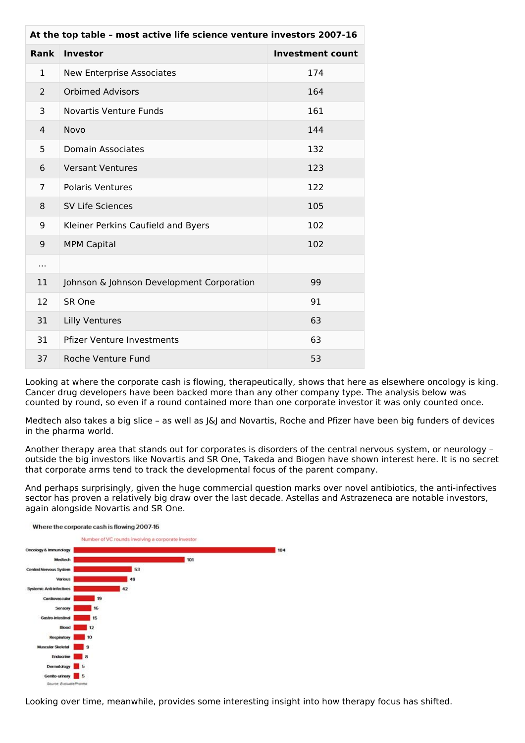| At the top table – most active life science venture investors 2007-16 | | |
|---|---|---|
| **Rank** | **Investor** | **Investment count** |
| 1 | New Enterprise Associates | 174 |
| 2 | Orbimed Advisors | 164 |
| 3 | Novartis Venture Funds | 161 |
| 4 | Novo | 144 |
| 5 | Domain Associates | 132 |
| 6 | Versant Ventures | 123 |
| 7 | Polaris Ventures | 122 |
| 8 | SV Life Sciences | 105 |
| 9 | Kleiner Perkins Caufield and Byers | 102 |
| 9 | MPM Capital | 102 |
| ... | | |
| 11 | Johnson & Johnson Development Corporation | 99 |
| 12 | SR One | 91 |
| 31 | Lilly Ventures | 63 |
| 31 | Pfizer Venture Investments | 63 |
| 37 | Roche Venture Fund | 53 |

Looking at where the corporate cash is flowing, therapeutically, shows that here as elsewhere oncology is king. Cancer drug developers have been backed more than any other company type. The analysis below was counted by round, so even if a round contained more than one corporate investor it was only counted once.

Medtech also takes a big slice – as well as J&J and Novartis, Roche and Pfizer have been big funders of devices in the pharma world.

Another therapy area that stands out for corporates is disorders of the central nervous system, or neurology – outside the big investors like Novartis and SR One, Takeda and Biogen have shown interest here. It is no secret that corporate arms tend to track the developmental focus of the parent company.

And perhaps surprisingly, given the huge commercial question marks over novel antibiotics, the anti-infectives sector has proven a relatively big draw over the last decade. Astellas and Astrazeneca are notable investors, again alongside Novartis and SR One.

**Where the corporate cash is flowing 2007-16**

Number of VC rounds involving a corporate investor

| Therapy area | Rounds |
|---|---|
| Oncology & Immunology | 184 |
| Medtech | 101 |
| Central Nervous System | 53 |
| Various | 49 |
| Systemic Anti-infectives | 42 |
| Cardiovascular | 19 |
| Sensory | 16 |
| Gastro-intestinal | 15 |
| Blood | 12 |
| Respiratory | 10 |
| Muscular Skeletal | 9 |
| Endocrine | 8 |
| Dermatology | 5 |
| Genito-urinary | 5 |

*Source: EvaluatePharma*

Looking over time, meanwhile, provides some interesting insight into how therapy focus has shifted.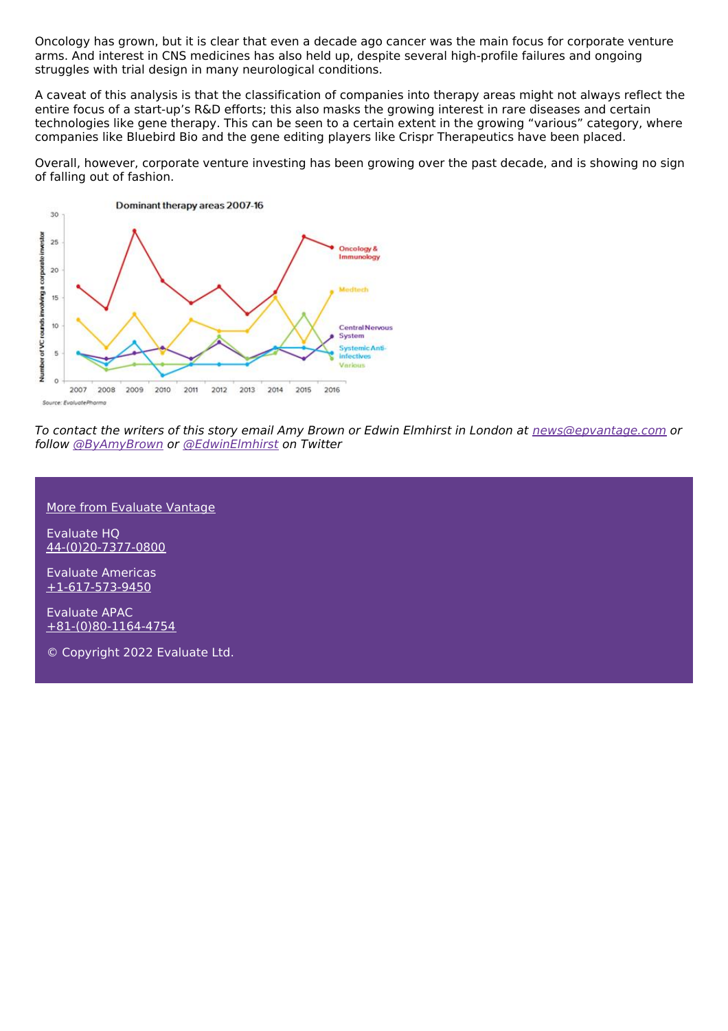Oncology has grown, but it is clear that even a decade ago cancer was the main focus for corporate venture arms. And interest in CNS medicines has also held up, despite several high-profile failures and ongoing struggles with trial design in many neurological conditions.

A caveat of this analysis is that the classification of companies into therapy areas might not always reflect the entire focus of a start-up's R&D efforts; this also masks the growing interest in rare diseases and certain technologies like gene therapy. This can be seen to a certain extent in the growing "various" category, where companies like Bluebird Bio and the gene editing players like Crispr Therapeutics have been placed.

Overall, however, corporate venture investing has been growing over the past decade, and is showing no sign of falling out of fashion.

Dominant therapy areas 2007-16

Number of VC rounds involving a corporate investor

30
25
20
15
10
5
0

2007 2008 2009 2010 2011 2012 2013 2014 2015 2016

Oncology & Immunology
Medtech
Central Nervous System
Systemic Anti-infectives
Various

Source: EvaluatePharma

*To contact the writers of this story email Amy Brown or Edwin Elmhirst in London at [news@epvantage.com](mailto:news@epvantage.com) or follow [@ByAmyBrown]() or [@EdwinElmhirst]() on Twitter*

[More from Evaluate Vantage]()

Evaluate HQ
44-(0)20-7377-0800

Evaluate Americas
+1-617-573-9450

Evaluate APAC
+81-(0)80-1164-4754

© Copyright 2022 Evaluate Ltd.